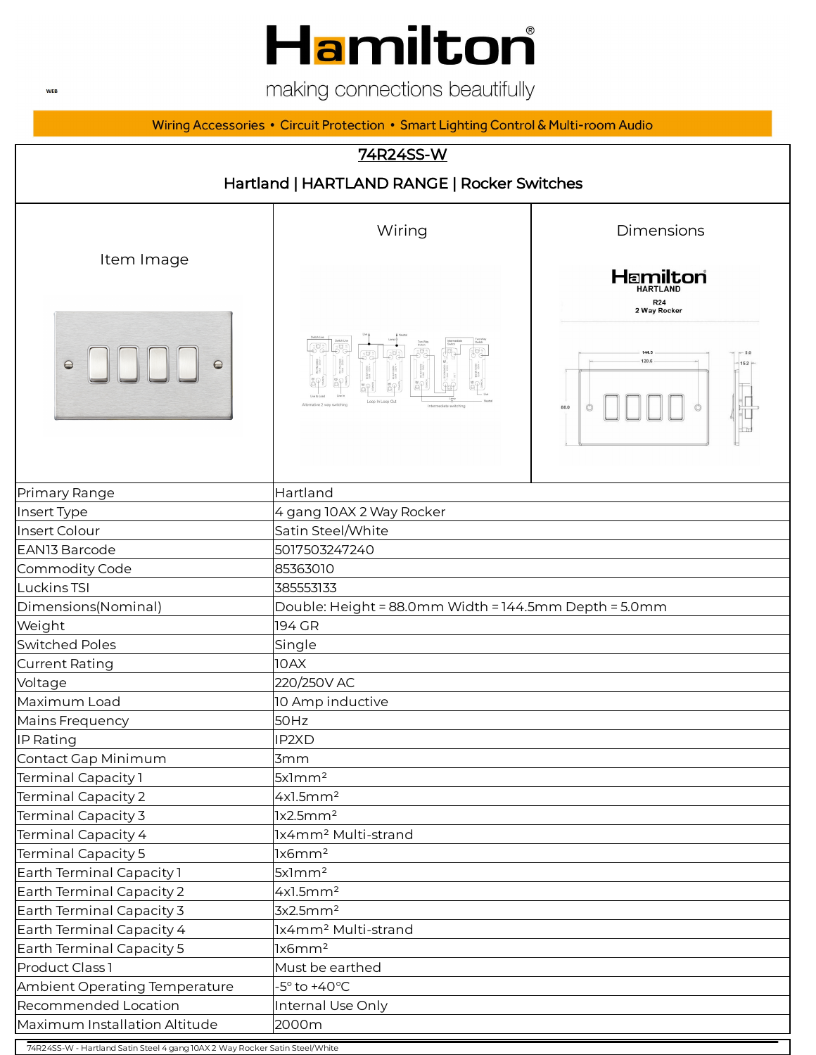# Hamilton

making connections beautifully

Wiring Accessories • Circuit Protection • Smart Lighting Control & Multi-room Audio

## 74R24SS-W

### Hartland | HARTLAND RANGE | Rocker Switches

| Item Image | Wiring | Dimensions |
| --- | --- | --- |

| | |
| --- | --- |
| Primary Range | Hartland |
| Insert Type | 4 gang 10AX 2 Way Rocker |
| Insert Colour | Satin Steel/White |
| EAN13 Barcode | 5017503247240 |
| Commodity Code | 85363010 |
| Luckins TSI | 385553133 |
| Dimensions(Nominal) | Double: Height = 88.0mm Width = 144.5mm Depth = 5.0mm |
| Weight | 194 GR |
| Switched Poles | Single |
| Current Rating | 10AX |
| Voltage | 220/250V AC |
| Maximum Load | 10 Amp inductive |
| Mains Frequency | 50Hz |
| IP Rating | IP2XD |
| Contact Gap Minimum | 3mm |
| Terminal Capacity 1 | 5x1mm² |
| Terminal Capacity 2 | 4x1.5mm² |
| Terminal Capacity 3 | 1x2.5mm² |
| Terminal Capacity 4 | 1x4mm² Multi-strand |
| Terminal Capacity 5 | 1x6mm² |
| Earth Terminal Capacity 1 | 5x1mm² |
| Earth Terminal Capacity 2 | 4x1.5mm² |
| Earth Terminal Capacity 3 | 3x2.5mm² |
| Earth Terminal Capacity 4 | 1x4mm² Multi-strand |
| Earth Terminal Capacity 5 | 1x6mm² |
| Product Class 1 | Must be earthed |
| Ambient Operating Temperature | -5° to +40°C |
| Recommended Location | Internal Use Only |
| Maximum Installation Altitude | 2000m |

74R24SS-W - Hartland Satin Steel 4 gang 10AX 2 Way Rocker Satin Steel/White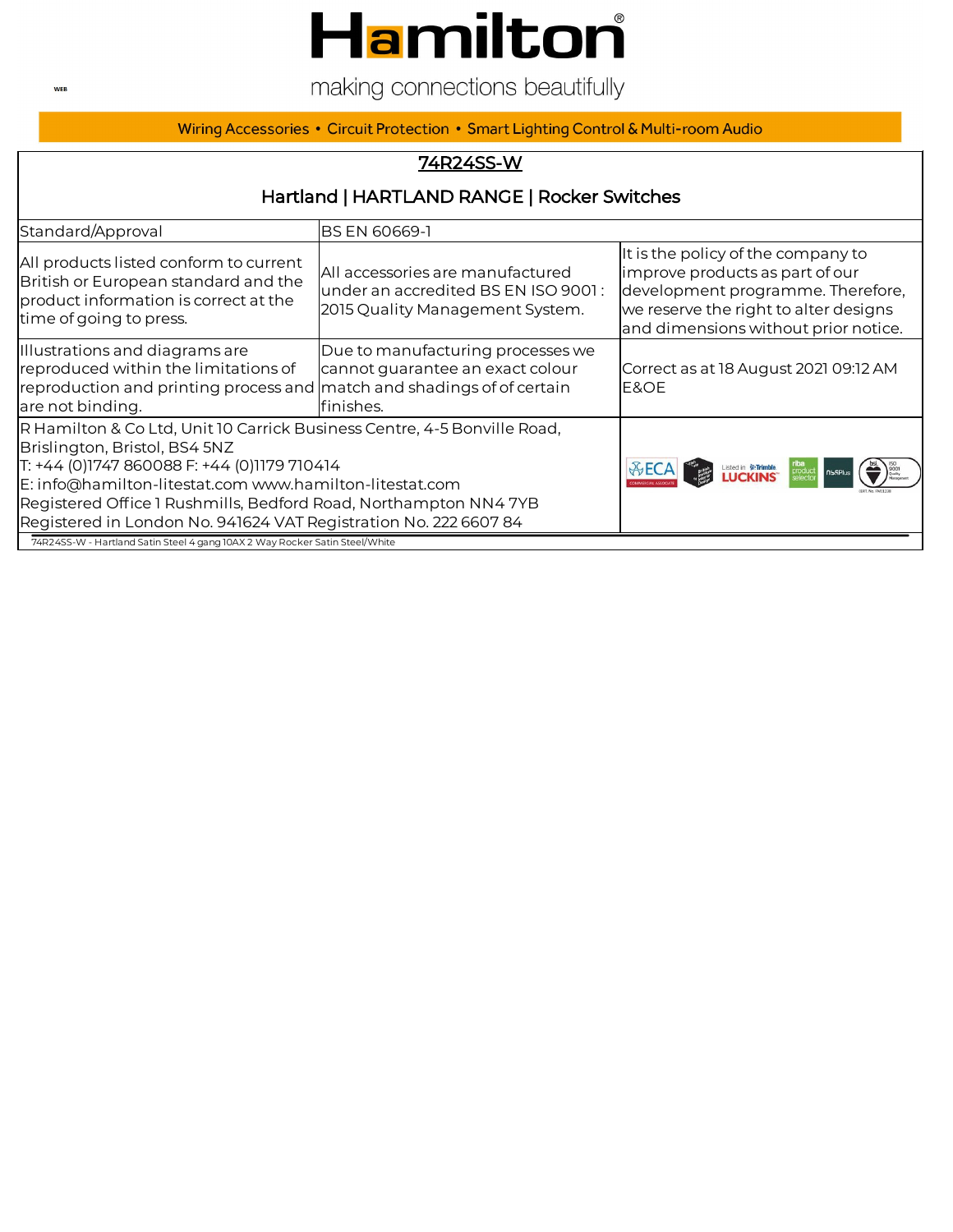# Hamilton

making connections beautifully

Wiring Accessories • Circuit Protection • Smart Lighting Control & Multi-room Audio

## 74R24SS-W

### Hartland | HARTLAND RANGE | Rocker Switches

| | | |
|---|---|---|
| Standard/Approval | BS EN 60669-1 | |
| All products listed conform to current British or European standard and the product information is correct at the time of going to press. | All accessories are manufactured under an accredited BS EN ISO 9001 : 2015 Quality Management System. | It is the policy of the company to improve products as part of our development programme. Therefore, we reserve the right to alter designs and dimensions without prior notice. |
| Illustrations and diagrams are reproduced within the limitations of reproduction and printing process and are not binding. | Due to manufacturing processes we cannot guarantee an exact colour match and shadings of of certain finishes. | Correct as at 18 August 2021 09:12 AM E&OE |

R Hamilton & Co Ltd, Unit 10 Carrick Business Centre, 4-5 Bonville Road, Brislington, Bristol, BS4 5NZ
T: +44 (0)1747 860088 F: +44 (0)1179 710414
E: info@hamilton-litestat.com www.hamilton-litestat.com
Registered Office 1 Rushmills, Bedford Road, Northampton NN4 7YB
Registered in London No. 941624 VAT Registration No. 222 6607 84

74R24SS-W - Hartland Satin Steel 4 gang 10AX 2 Way Rocker Satin Steel/White